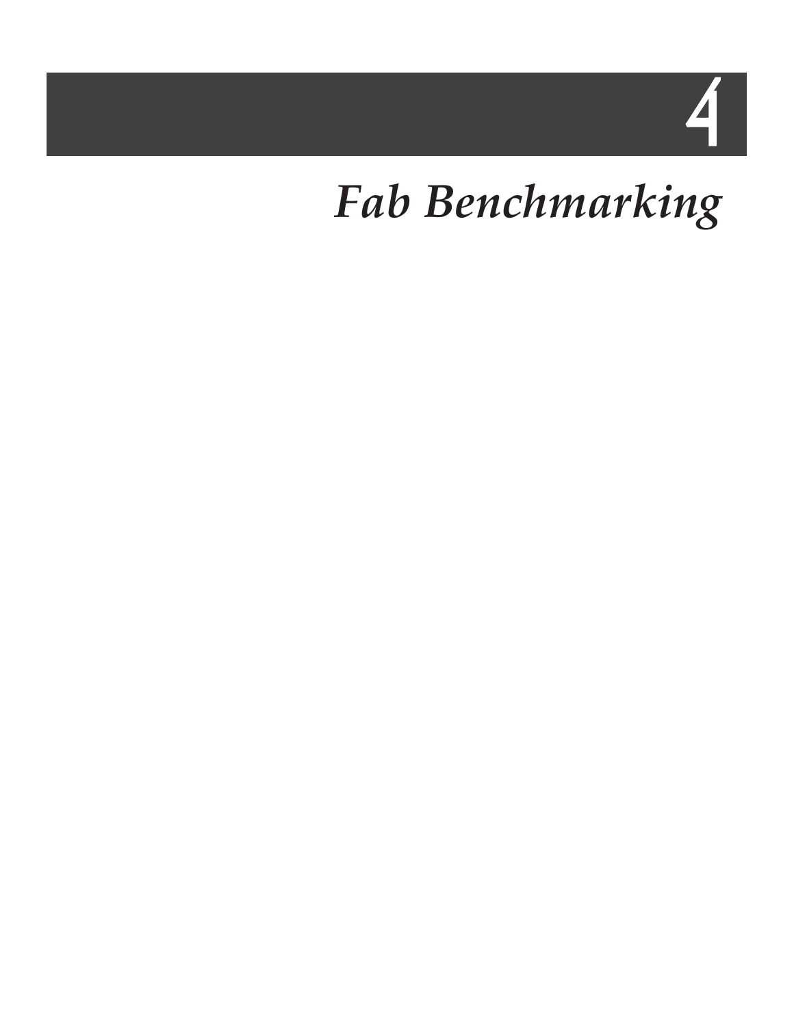# 4

# *Fab Benchmarking*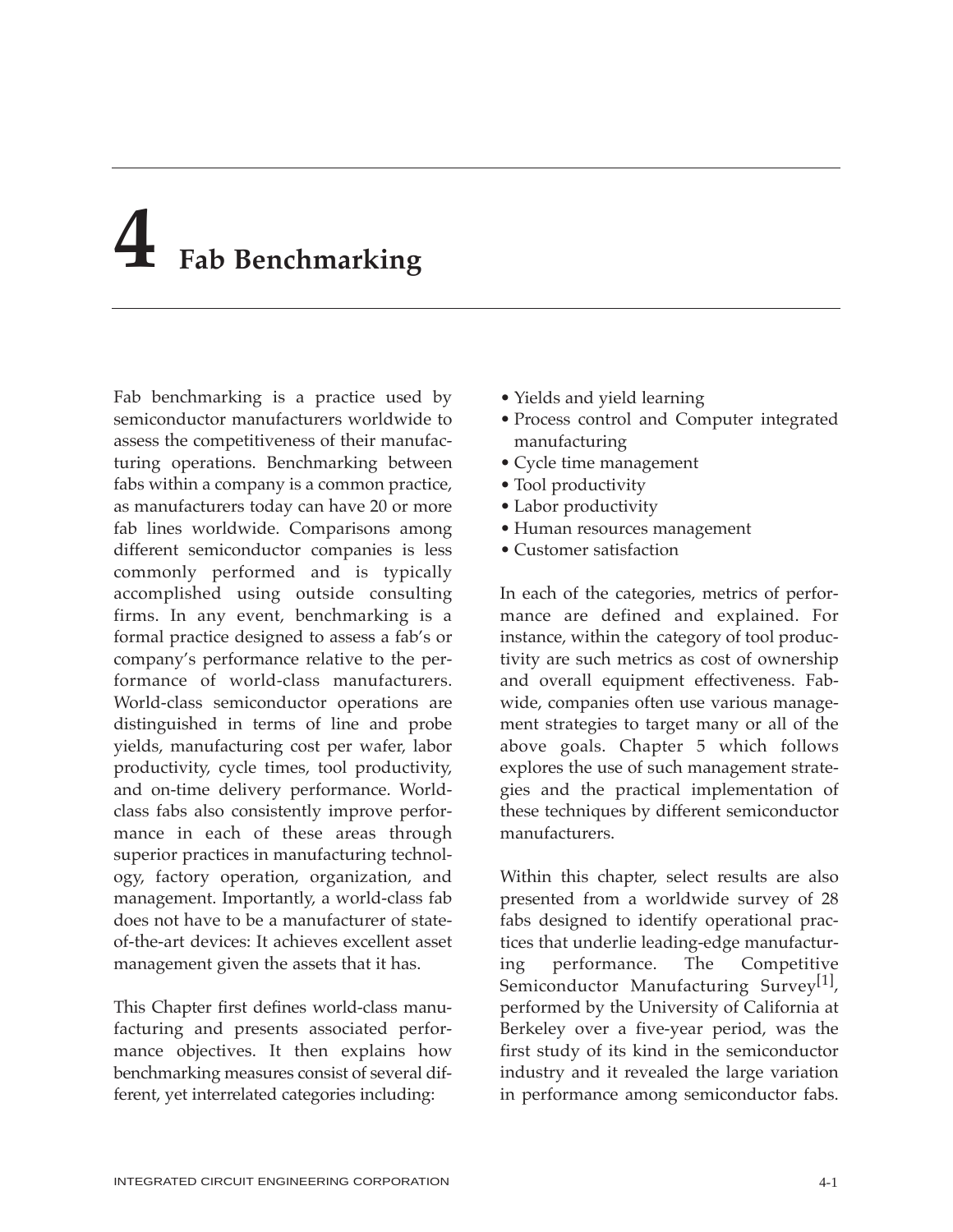# 4 Fab Benchmarking

Fab benchmarking is a practice used by semiconductor manufacturers worldwide to assess the competitiveness of their manufacturing operations. Benchmarking between fabs within a company is a common practice, as manufacturers today can have 20 or more fab lines worldwide. Comparisons among different semiconductor companies is less commonly performed and is typically accomplished using outside consulting firms. In any event, benchmarking is a formal practice designed to assess a fab's or company's performance relative to the performance of world-class manufacturers. World-class semiconductor operations are distinguished in terms of line and probe yields, manufacturing cost per wafer, labor productivity, cycle times, tool productivity, and on-time delivery performance. World-class fabs also consistently improve performance in each of these areas through superior practices in manufacturing technology, factory operation, organization, and management. Importantly, a world-class fab does not have to be a manufacturer of state-of-the-art devices: It achieves excellent asset management given the assets that it has.

This Chapter first defines world-class manufacturing and presents associated performance objectives. It then explains how benchmarking measures consist of several different, yet interrelated categories including:

- Yields and yield learning
- Process control and Computer integrated manufacturing
- Cycle time management
- Tool productivity
- Labor productivity
- Human resources management
- Customer satisfaction

In each of the categories, metrics of performance are defined and explained. For instance, within the category of tool productivity are such metrics as cost of ownership and overall equipment effectiveness. Fab-wide, companies often use various management strategies to target many or all of the above goals. Chapter 5 which follows explores the use of such management strategies and the practical implementation of these techniques by different semiconductor manufacturers.

Within this chapter, select results are also presented from a worldwide survey of 28 fabs designed to identify operational practices that underlie leading-edge manufacturing performance. The Competitive Semiconductor Manufacturing Survey[1], performed by the University of California at Berkeley over a five-year period, was the first study of its kind in the semiconductor industry and it revealed the large variation in performance among semiconductor fabs.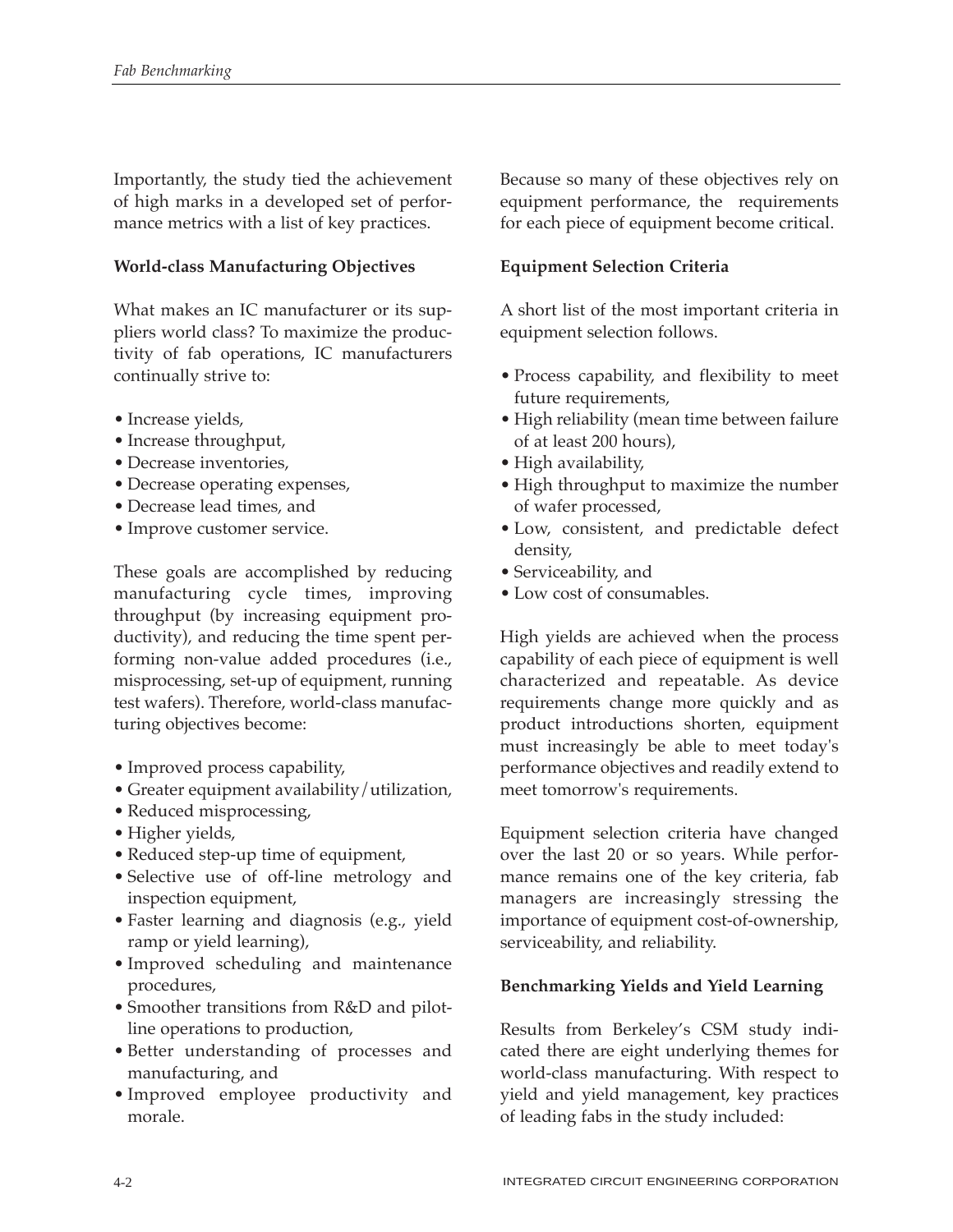Importantly, the study tied the achievement of high marks in a developed set of performance metrics with a list of key practices.

**World-class Manufacturing Objectives**

What makes an IC manufacturer or its suppliers world class? To maximize the productivity of fab operations, IC manufacturers continually strive to:

- Increase yields,
- Increase throughput,
- Decrease inventories,
- Decrease operating expenses,
- Decrease lead times, and
- Improve customer service.

These goals are accomplished by reducing manufacturing cycle times, improving throughput (by increasing equipment productivity), and reducing the time spent performing non-value added procedures (i.e., misprocessing, set-up of equipment, running test wafers). Therefore, world-class manufacturing objectives become:

- Improved process capability,
- Greater equipment availability/utilization,
- Reduced misprocessing,
- Higher yields,
- Reduced step-up time of equipment,
- Selective use of off-line metrology and inspection equipment,
- Faster learning and diagnosis (e.g., yield ramp or yield learning),
- Improved scheduling and maintenance procedures,
- Smoother transitions from R&D and pilot-line operations to production,
- Better understanding of processes and manufacturing, and
- Improved employee productivity and morale.

Because so many of these objectives rely on equipment performance, the requirements for each piece of equipment become critical.

**Equipment Selection Criteria**

A short list of the most important criteria in equipment selection follows.

- Process capability, and flexibility to meet future requirements,
- High reliability (mean time between failure of at least 200 hours),
- High availability,
- High throughput to maximize the number of wafer processed,
- Low, consistent, and predictable defect density,
- Serviceability, and
- Low cost of consumables.

High yields are achieved when the process capability of each piece of equipment is well characterized and repeatable. As device requirements change more quickly and as product introductions shorten, equipment must increasingly be able to meet today's performance objectives and readily extend to meet tomorrow's requirements.

Equipment selection criteria have changed over the last 20 or so years. While performance remains one of the key criteria, fab managers are increasingly stressing the importance of equipment cost-of-ownership, serviceability, and reliability.

**Benchmarking Yields and Yield Learning**

Results from Berkeley's CSM study indicated there are eight underlying themes for world-class manufacturing. With respect to yield and yield management, key practices of leading fabs in the study included: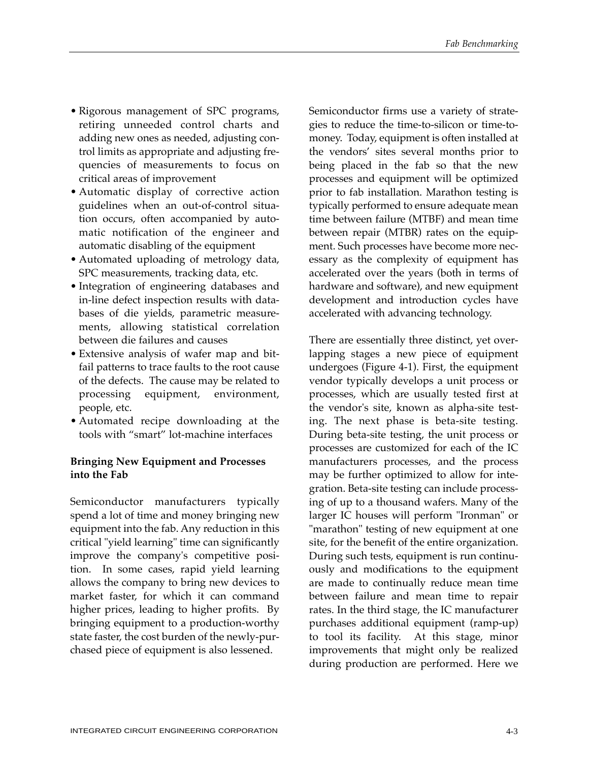- Rigorous management of SPC programs, retiring unneeded control charts and adding new ones as needed, adjusting control limits as appropriate and adjusting frequencies of measurements to focus on critical areas of improvement
- Automatic display of corrective action guidelines when an out-of-control situation occurs, often accompanied by automatic notification of the engineer and automatic disabling of the equipment
- Automated uploading of metrology data, SPC measurements, tracking data, etc.
- Integration of engineering databases and in-line defect inspection results with databases of die yields, parametric measurements, allowing statistical correlation between die failures and causes
- Extensive analysis of wafer map and bit-fail patterns to trace faults to the root cause of the defects. The cause may be related to processing equipment, environment, people, etc.
- Automated recipe downloading at the tools with "smart" lot-machine interfaces

**Bringing New Equipment and Processes into the Fab**

Semiconductor manufacturers typically spend a lot of time and money bringing new equipment into the fab. Any reduction in this critical "yield learning" time can significantly improve the company's competitive position. In some cases, rapid yield learning allows the company to bring new devices to market faster, for which it can command higher prices, leading to higher profits. By bringing equipment to a production-worthy state faster, the cost burden of the newly-purchased piece of equipment is also lessened.

Semiconductor firms use a variety of strategies to reduce the time-to-silicon or time-to-money. Today, equipment is often installed at the vendors' sites several months prior to being placed in the fab so that the new processes and equipment will be optimized prior to fab installation. Marathon testing is typically performed to ensure adequate mean time between failure (MTBF) and mean time between repair (MTBR) rates on the equipment. Such processes have become more necessary as the complexity of equipment has accelerated over the years (both in terms of hardware and software), and new equipment development and introduction cycles have accelerated with advancing technology.

There are essentially three distinct, yet overlapping stages a new piece of equipment undergoes (Figure 4-1). First, the equipment vendor typically develops a unit process or processes, which are usually tested first at the vendor's site, known as alpha-site testing. The next phase is beta-site testing. During beta-site testing, the unit process or processes are customized for each of the IC manufacturers processes, and the process may be further optimized to allow for integration. Beta-site testing can include processing of up to a thousand wafers. Many of the larger IC houses will perform "Ironman" or "marathon" testing of new equipment at one site, for the benefit of the entire organization. During such tests, equipment is run continuously and modifications to the equipment are made to continually reduce mean time between failure and mean time to repair rates. In the third stage, the IC manufacturer purchases additional equipment (ramp-up) to tool its facility. At this stage, minor improvements that might only be realized during production are performed. Here we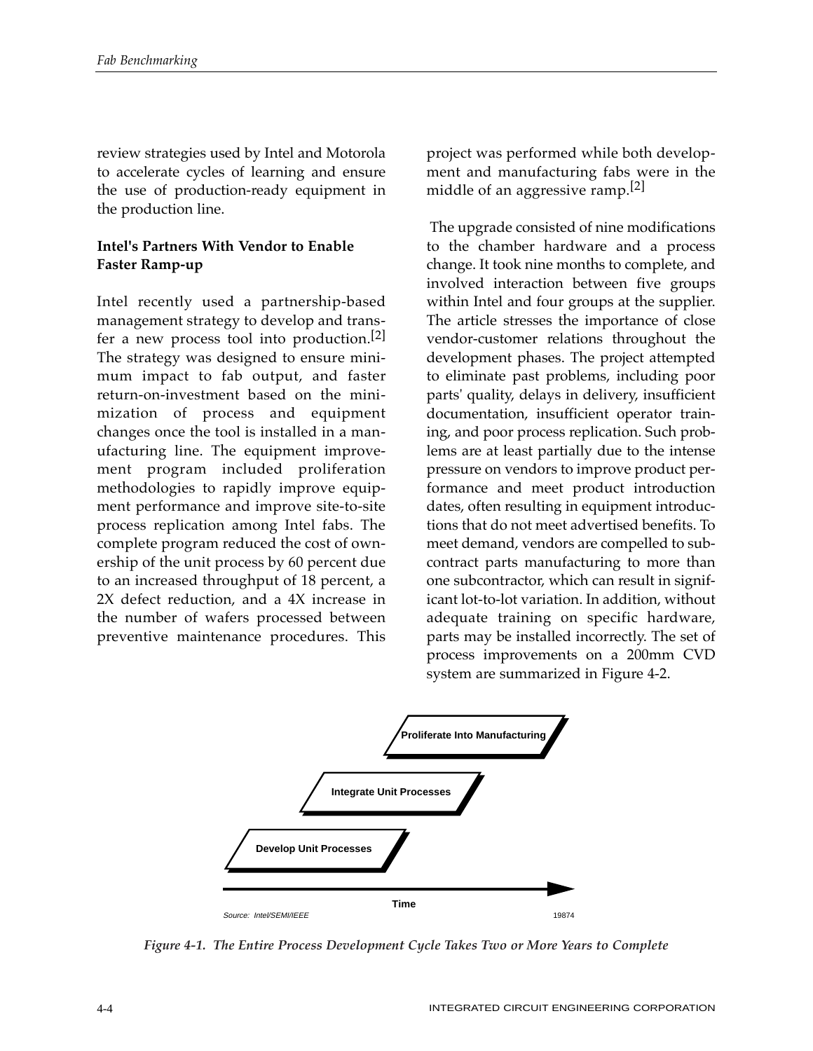review strategies used by Intel and Motorola to accelerate cycles of learning and ensure the use of production-ready equipment in the production line.

### Intel's Partners With Vendor to Enable Faster Ramp-up

Intel recently used a partnership-based management strategy to develop and transfer a new process tool into production.[2] The strategy was designed to ensure minimum impact to fab output, and faster return-on-investment based on the minimization of process and equipment changes once the tool is installed in a manufacturing line. The equipment improvement program included proliferation methodologies to rapidly improve equipment performance and improve site-to-site process replication among Intel fabs. The complete program reduced the cost of ownership of the unit process by 60 percent due to an increased throughput of 18 percent, a 2X defect reduction, and a 4X increase in the number of wafers processed between preventive maintenance procedures. This project was performed while both development and manufacturing fabs were in the middle of an aggressive ramp.[2]

The upgrade consisted of nine modifications to the chamber hardware and a process change. It took nine months to complete, and involved interaction between five groups within Intel and four groups at the supplier. The article stresses the importance of close vendor-customer relations throughout the development phases. The project attempted to eliminate past problems, including poor parts' quality, delays in delivery, insufficient documentation, insufficient operator training, and poor process replication. Such problems are at least partially due to the intense pressure on vendors to improve product performance and meet product introduction dates, often resulting in equipment introductions that do not meet advertised benefits. To meet demand, vendors are compelled to subcontract parts manufacturing to more than one subcontractor, which can result in significant lot-to-lot variation. In addition, without adequate training on specific hardware, parts may be installed incorrectly. The set of process improvements on a 200mm CVD system are summarized in Figure 4-2.

Proliferate Into Manufacturing

Integrate Unit Processes

Develop Unit Processes

Time

Source: Intel/SEMI/IEEE

19874

*Figure 4-1. The Entire Process Development Cycle Takes Two or More Years to Complete*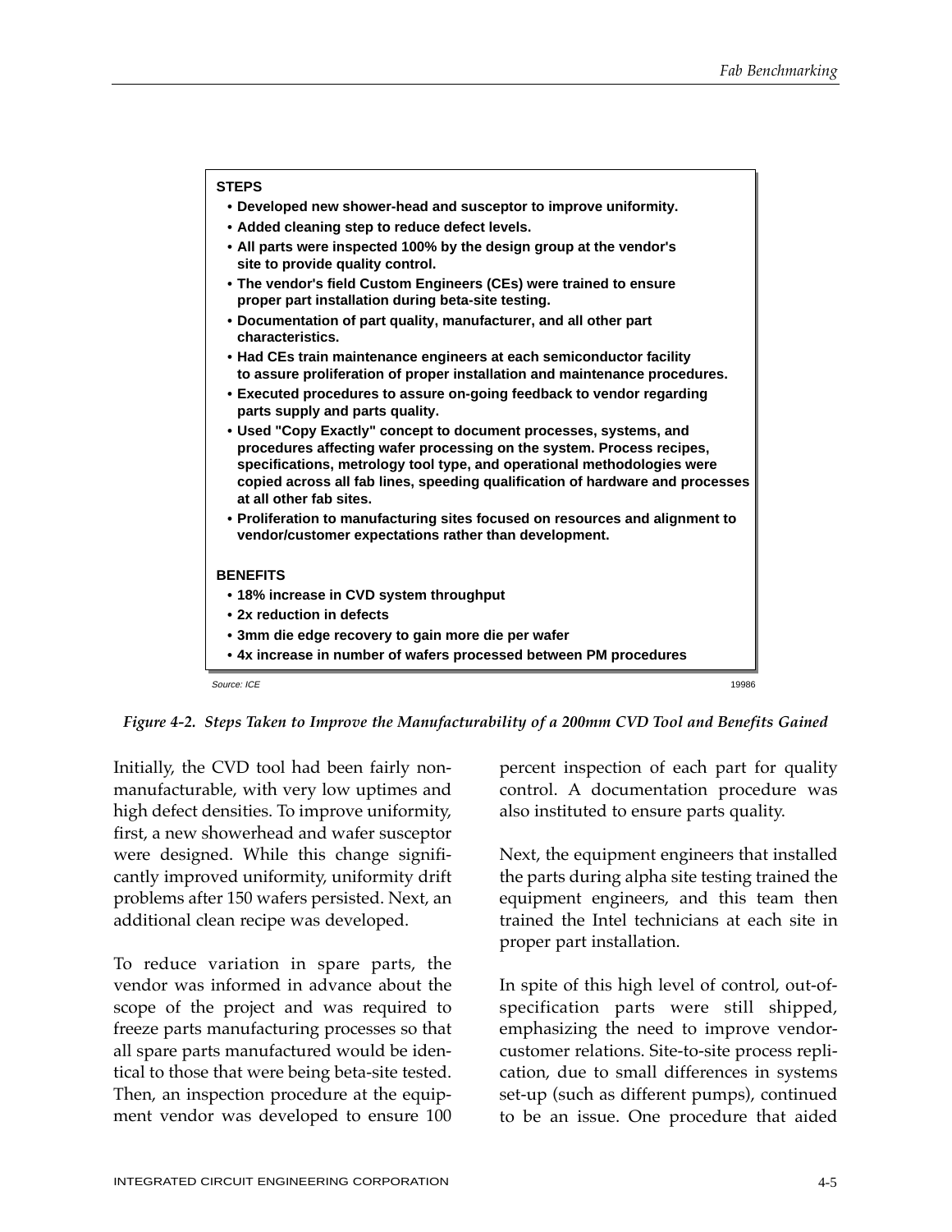**STEPS**

- Developed new shower-head and susceptor to improve uniformity.
- Added cleaning step to reduce defect levels.
- All parts were inspected 100% by the design group at the vendor's site to provide quality control.
- The vendor's field Custom Engineers (CEs) were trained to ensure proper part installation during beta-site testing.
- Documentation of part quality, manufacturer, and all other part characteristics.
- Had CEs train maintenance engineers at each semiconductor facility to assure proliferation of proper installation and maintenance procedures.
- Executed procedures to assure on-going feedback to vendor regarding parts supply and parts quality.
- Used "Copy Exactly" concept to document processes, systems, and procedures affecting wafer processing on the system. Process recipes, specifications, metrology tool type, and operational methodologies were copied across all fab lines, speeding qualification of hardware and processes at all other fab sites.
- Proliferation to manufacturing sites focused on resources and alignment to vendor/customer expectations rather than development.

**BENEFITS**

- 18% increase in CVD system throughput
- 2x reduction in defects
- 3mm die edge recovery to gain more die per wafer
- 4x increase in number of wafers processed between PM procedures

Source: ICE 19986

*Figure 4-2. Steps Taken to Improve the Manufacturability of a 200mm CVD Tool and Benefits Gained*

Initially, the CVD tool had been fairly non-manufacturable, with very low uptimes and high defect densities. To improve uniformity, first, a new showerhead and wafer susceptor were designed. While this change significantly improved uniformity, uniformity drift problems after 150 wafers persisted. Next, an additional clean recipe was developed.

To reduce variation in spare parts, the vendor was informed in advance about the scope of the project and was required to freeze parts manufacturing processes so that all spare parts manufactured would be identical to those that were being beta-site tested. Then, an inspection procedure at the equipment vendor was developed to ensure 100 percent inspection of each part for quality control. A documentation procedure was also instituted to ensure parts quality.

Next, the equipment engineers that installed the parts during alpha site testing trained the equipment engineers, and this team then trained the Intel technicians at each site in proper part installation.

In spite of this high level of control, out-of-specification parts were still shipped, emphasizing the need to improve vendor-customer relations. Site-to-site process replication, due to small differences in systems set-up (such as different pumps), continued to be an issue. One procedure that aided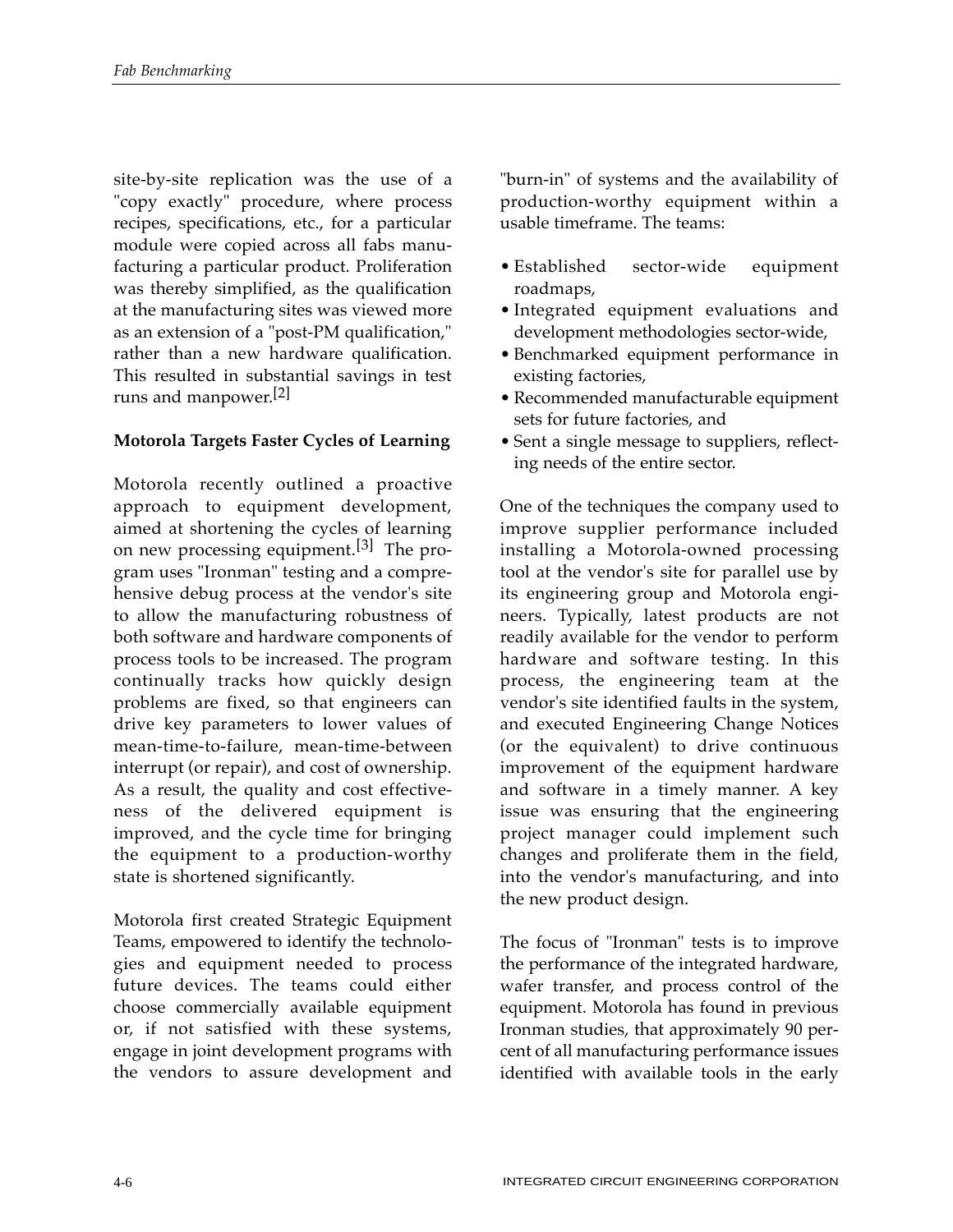site-by-site replication was the use of a "copy exactly" procedure, where process recipes, specifications, etc., for a particular module were copied across all fabs manufacturing a particular product. Proliferation was thereby simplified, as the qualification at the manufacturing sites was viewed more as an extension of a "post-PM qualification," rather than a new hardware qualification. This resulted in substantial savings in test runs and manpower.[2]

**Motorola Targets Faster Cycles of Learning**

Motorola recently outlined a proactive approach to equipment development, aimed at shortening the cycles of learning on new processing equipment.[3] The program uses "Ironman" testing and a comprehensive debug process at the vendor's site to allow the manufacturing robustness of both software and hardware components of process tools to be increased. The program continually tracks how quickly design problems are fixed, so that engineers can drive key parameters to lower values of mean-time-to-failure, mean-time-between interrupt (or repair), and cost of ownership. As a result, the quality and cost effectiveness of the delivered equipment is improved, and the cycle time for bringing the equipment to a production-worthy state is shortened significantly.

Motorola first created Strategic Equipment Teams, empowered to identify the technologies and equipment needed to process future devices. The teams could either choose commercially available equipment or, if not satisfied with these systems, engage in joint development programs with the vendors to assure development and "burn-in" of systems and the availability of production-worthy equipment within a usable timeframe. The teams:

- Established sector-wide equipment roadmaps,
- Integrated equipment evaluations and development methodologies sector-wide,
- Benchmarked equipment performance in existing factories,
- Recommended manufacturable equipment sets for future factories, and
- Sent a single message to suppliers, reflecting needs of the entire sector.

One of the techniques the company used to improve supplier performance included installing a Motorola-owned processing tool at the vendor's site for parallel use by its engineering group and Motorola engineers. Typically, latest products are not readily available for the vendor to perform hardware and software testing. In this process, the engineering team at the vendor's site identified faults in the system, and executed Engineering Change Notices (or the equivalent) to drive continuous improvement of the equipment hardware and software in a timely manner. A key issue was ensuring that the engineering project manager could implement such changes and proliferate them in the field, into the vendor's manufacturing, and into the new product design.

The focus of "Ironman" tests is to improve the performance of the integrated hardware, wafer transfer, and process control of the equipment. Motorola has found in previous Ironman studies, that approximately 90 percent of all manufacturing performance issues identified with available tools in the early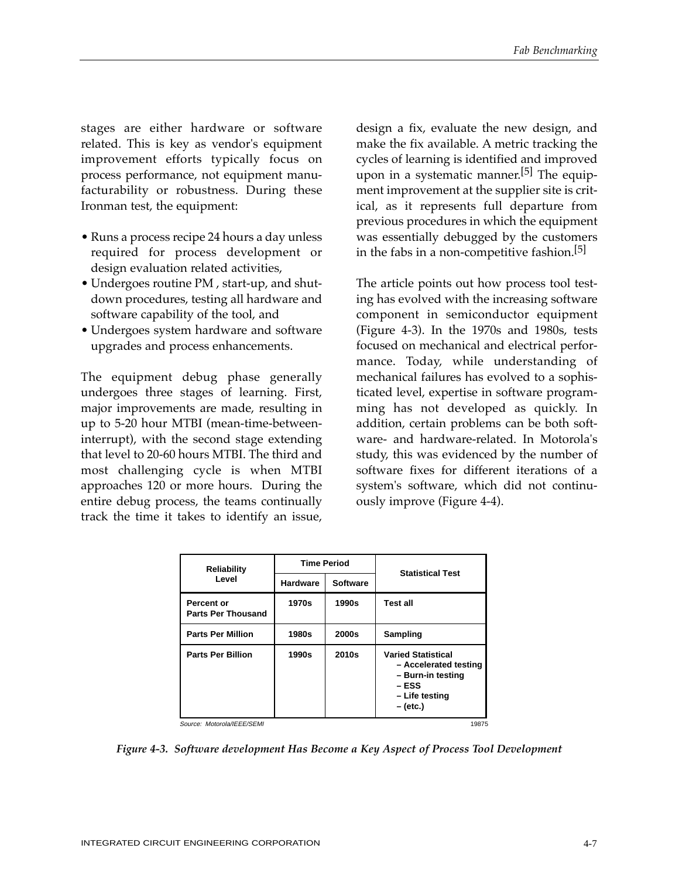stages are either hardware or software related. This is key as vendor's equipment improvement efforts typically focus on process performance, not equipment manufacturability or robustness. During these Ironman test, the equipment:

- Runs a process recipe 24 hours a day unless required for process development or design evaluation related activities,
- Undergoes routine PM , start-up, and shutdown procedures, testing all hardware and software capability of the tool, and
- Undergoes system hardware and software upgrades and process enhancements.

The equipment debug phase generally undergoes three stages of learning. First, major improvements are made, resulting in up to 5-20 hour MTBI (mean-time-between-interrupt), with the second stage extending that level to 20-60 hours MTBI. The third and most challenging cycle is when MTBI approaches 120 or more hours. During the entire debug process, the teams continually track the time it takes to identify an issue, design a fix, evaluate the new design, and make the fix available. A metric tracking the cycles of learning is identified and improved upon in a systematic manner.[5] The equipment improvement at the supplier site is critical, as it represents full departure from previous procedures in which the equipment was essentially debugged by the customers in the fabs in a non-competitive fashion.[5]

The article points out how process tool testing has evolved with the increasing software component in semiconductor equipment (Figure 4-3). In the 1970s and 1980s, tests focused on mechanical and electrical performance. Today, while understanding of mechanical failures has evolved to a sophisticated level, expertise in software programming has not developed as quickly. In addition, certain problems can be both software- and hardware-related. In Motorola's study, this was evidenced by the number of software fixes for different iterations of a system's software, which did not continuously improve (Figure 4-4).

| Reliability Level | Time Period | | Statistical Test |
|---|---|---|---|
| | Hardware | Software | |
| Percent or Parts Per Thousand | 1970s | 1990s | Test all |
| Parts Per Million | 1980s | 2000s | Sampling |
| Parts Per Billion | 1990s | 2010s | Varied Statistical<br>– Accelerated testing<br>– Burn-in testing<br>– ESS<br>– Life testing<br>– (etc.) |

Source: Motorola/IEEE/SEMI

19875

*Figure 4-3. Software development Has Become a Key Aspect of Process Tool Development*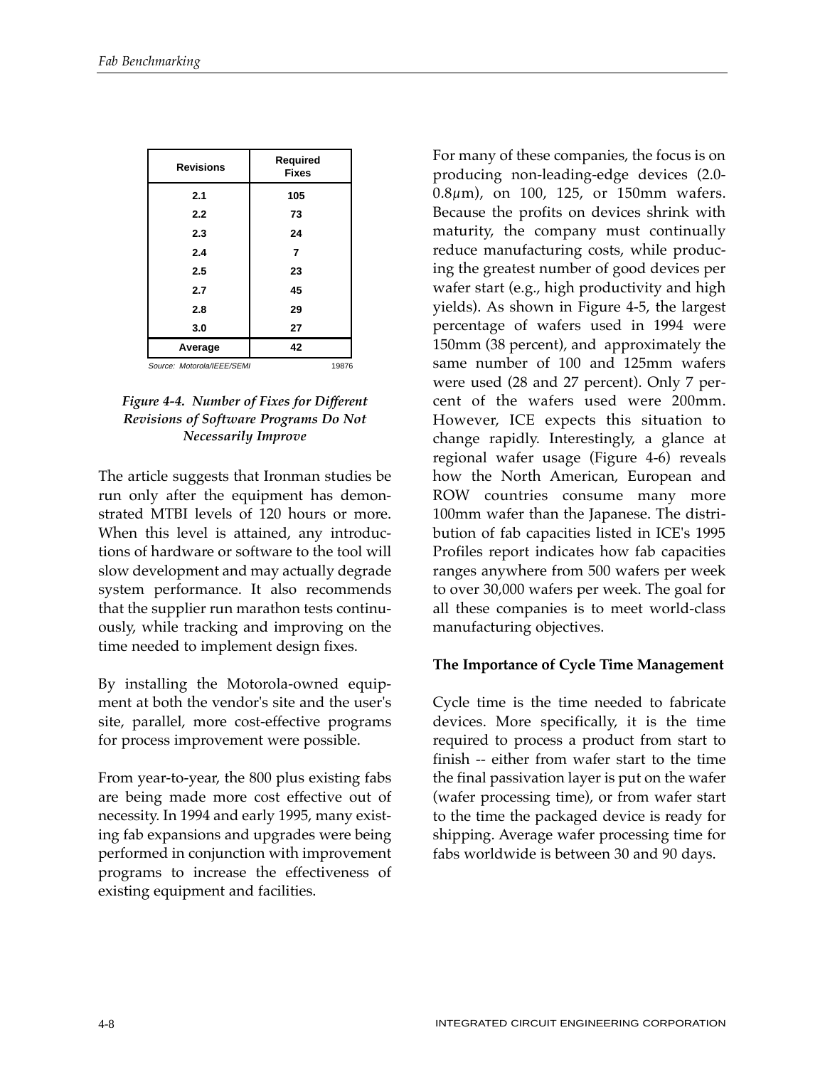| Revisions | Required Fixes |
|---|---|
| 2.1 | 105 |
| 2.2 | 73 |
| 2.3 | 24 |
| 2.4 | 7 |
| 2.5 | 23 |
| 2.7 | 45 |
| 2.8 | 29 |
| 3.0 | 27 |
| Average | 42 |

Source: Motorola/IEEE/SEMI 19876

*Figure 4-4. Number of Fixes for Different Revisions of Software Programs Do Not Necessarily Improve*

The article suggests that Ironman studies be run only after the equipment has demonstrated MTBI levels of 120 hours or more. When this level is attained, any introductions of hardware or software to the tool will slow development and may actually degrade system performance. It also recommends that the supplier run marathon tests continuously, while tracking and improving on the time needed to implement design fixes.

By installing the Motorola-owned equipment at both the vendor's site and the user's site, parallel, more cost-effective programs for process improvement were possible.

From year-to-year, the 800 plus existing fabs are being made more cost effective out of necessity. In 1994 and early 1995, many existing fab expansions and upgrades were being performed in conjunction with improvement programs to increase the effectiveness of existing equipment and facilities.

For many of these companies, the focus is on producing non-leading-edge devices (2.0-0.8$\mu$m), on 100, 125, or 150mm wafers. Because the profits on devices shrink with maturity, the company must continually reduce manufacturing costs, while producing the greatest number of good devices per wafer start (e.g., high productivity and high yields). As shown in Figure 4-5, the largest percentage of wafers used in 1994 were 150mm (38 percent), and approximately the same number of 100 and 125mm wafers were used (28 and 27 percent). Only 7 percent of the wafers used were 200mm. However, ICE expects this situation to change rapidly. Interestingly, a glance at regional wafer usage (Figure 4-6) reveals how the North American, European and ROW countries consume many more 100mm wafer than the Japanese. The distribution of fab capacities listed in ICE's 1995 Profiles report indicates how fab capacities ranges anywhere from 500 wafers per week to over 30,000 wafers per week. The goal for all these companies is to meet world-class manufacturing objectives.

**The Importance of Cycle Time Management**

Cycle time is the time needed to fabricate devices. More specifically, it is the time required to process a product from start to finish -- either from wafer start to the time the final passivation layer is put on the wafer (wafer processing time), or from wafer start to the time the packaged device is ready for shipping. Average wafer processing time for fabs worldwide is between 30 and 90 days.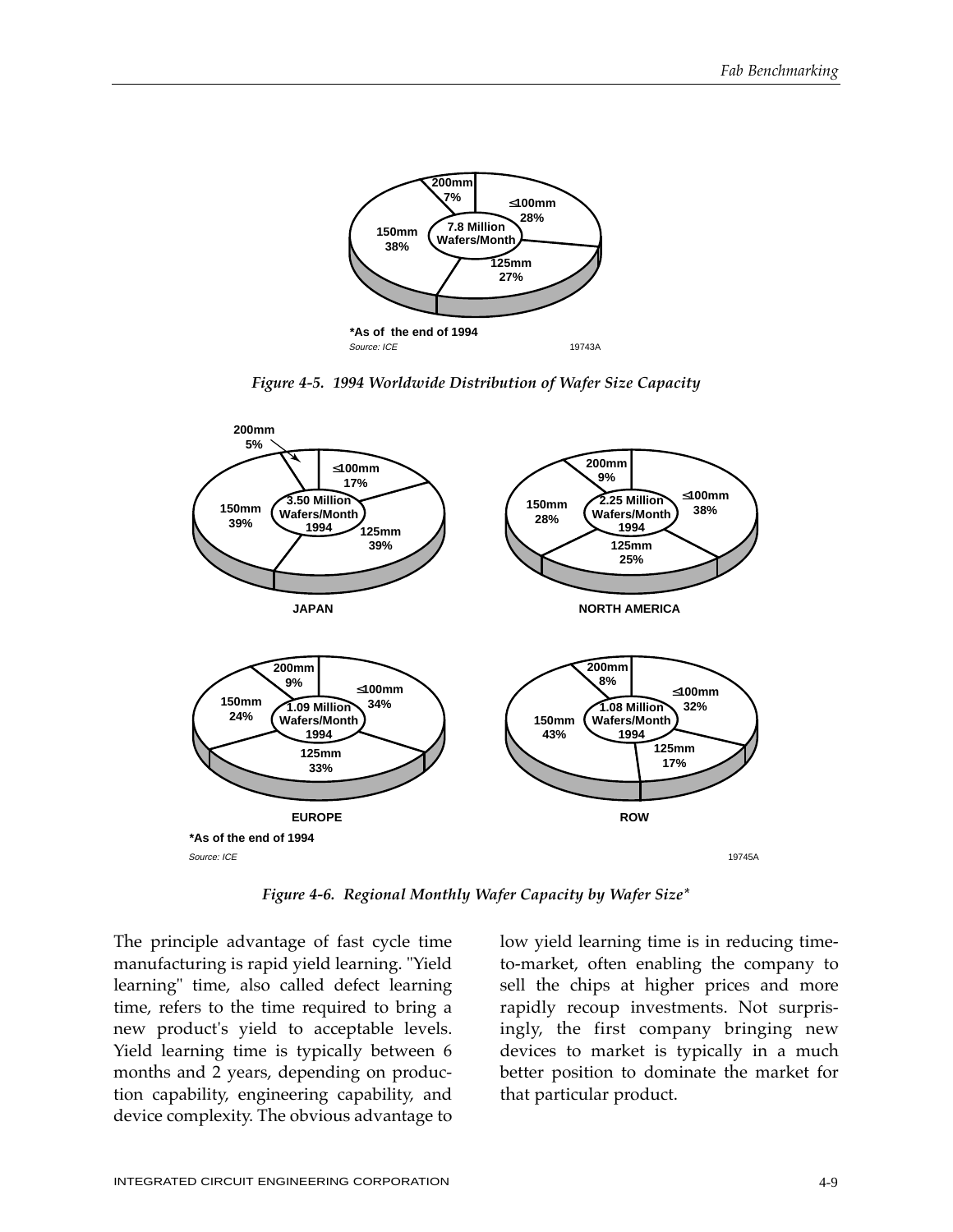200mm
7%

≤100mm
28%

7.8 Million
Wafers/Month

150mm
38%

125mm
27%

*As of the end of 1994

Source: ICE

19743A

*Figure 4-5. 1994 Worldwide Distribution of Wafer Size Capacity*

JAPAN: 3.50 Million Wafers/Month 1994 — 200mm 5%; ≤100mm 17%; 125mm 39%; 150mm 39%

NORTH AMERICA: 2.25 Million Wafers/Month 1994 — 200mm 9%; ≤100mm 38%; 125mm 25%; 150mm 28%

EUROPE: 1.09 Million Wafers/Month 1994 — 200mm 9%; ≤100mm 34%; 125mm 33%; 150mm 24%

ROW: 1.08 Million Wafers/Month 1994 — 200mm 8%; ≤100mm 32%; 125mm 17%; 150mm 43%

*As of the end of 1994

Source: ICE

19745A

*Figure 4-6. Regional Monthly Wafer Capacity by Wafer Size**

The principle advantage of fast cycle time manufacturing is rapid yield learning. "Yield learning" time, also called defect learning time, refers to the time required to bring a new product's yield to acceptable levels. Yield learning time is typically between 6 months and 2 years, depending on production capability, engineering capability, and device complexity. The obvious advantage to low yield learning time is in reducing time-to-market, often enabling the company to sell the chips at higher prices and more rapidly recoup investments. Not surprisingly, the first company bringing new devices to market is typically in a much better position to dominate the market for that particular product.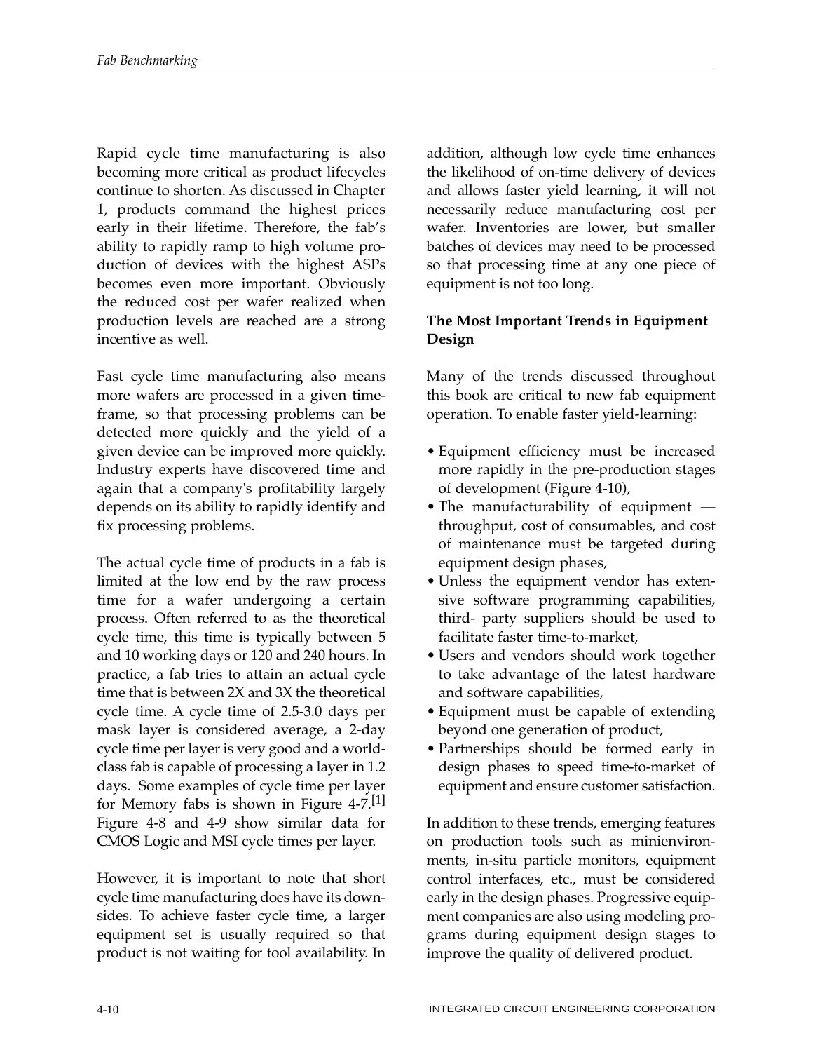Rapid cycle time manufacturing is also becoming more critical as product lifecycles continue to shorten. As discussed in Chapter 1, products command the highest prices early in their lifetime. Therefore, the fab's ability to rapidly ramp to high volume production of devices with the highest ASPs becomes even more important. Obviously the reduced cost per wafer realized when production levels are reached are a strong incentive as well.

Fast cycle time manufacturing also means more wafers are processed in a given timeframe, so that processing problems can be detected more quickly and the yield of a given device can be improved more quickly. Industry experts have discovered time and again that a company's profitability largely depends on its ability to rapidly identify and fix processing problems.

The actual cycle time of products in a fab is limited at the low end by the raw process time for a wafer undergoing a certain process. Often referred to as the theoretical cycle time, this time is typically between 5 and 10 working days or 120 and 240 hours. In practice, a fab tries to attain an actual cycle time that is between 2X and 3X the theoretical cycle time. A cycle time of 2.5-3.0 days per mask layer is considered average, a 2-day cycle time per layer is very good and a world-class fab is capable of processing a layer in 1.2 days. Some examples of cycle time per layer for Memory fabs is shown in Figure 4-7.[1] Figure 4-8 and 4-9 show similar data for CMOS Logic and MSI cycle times per layer.

However, it is important to note that short cycle time manufacturing does have its downsides. To achieve faster cycle time, a larger equipment set is usually required so that product is not waiting for tool availability. In addition, although low cycle time enhances the likelihood of on-time delivery of devices and allows faster yield learning, it will not necessarily reduce manufacturing cost per wafer. Inventories are lower, but smaller batches of devices may need to be processed so that processing time at any one piece of equipment is not too long.

**The Most Important Trends in Equipment Design**

Many of the trends discussed throughout this book are critical to new fab equipment operation. To enable faster yield-learning:

- Equipment efficiency must be increased more rapidly in the pre-production stages of development (Figure 4-10),
- The manufacturability of equipment — throughput, cost of consumables, and cost of maintenance must be targeted during equipment design phases,
- Unless the equipment vendor has extensive software programming capabilities, third- party suppliers should be used to facilitate faster time-to-market,
- Users and vendors should work together to take advantage of the latest hardware and software capabilities,
- Equipment must be capable of extending beyond one generation of product,
- Partnerships should be formed early in design phases to speed time-to-market of equipment and ensure customer satisfaction.

In addition to these trends, emerging features on production tools such as minienvironments, in-situ particle monitors, equipment control interfaces, etc., must be considered early in the design phases. Progressive equipment companies are also using modeling programs during equipment design stages to improve the quality of delivered product.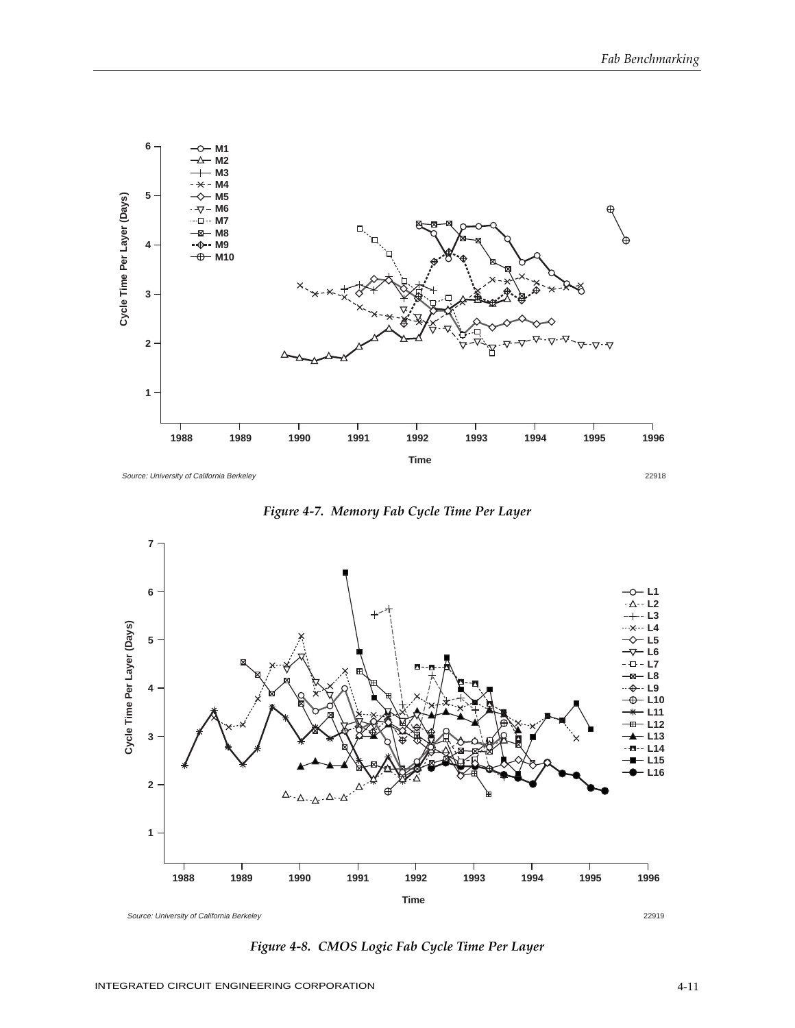Source: University of California Berkeley

22918

*Figure 4-7. Memory Fab Cycle Time Per Layer*

Source: University of California Berkeley

22919

*Figure 4-8. CMOS Logic Fab Cycle Time Per Layer*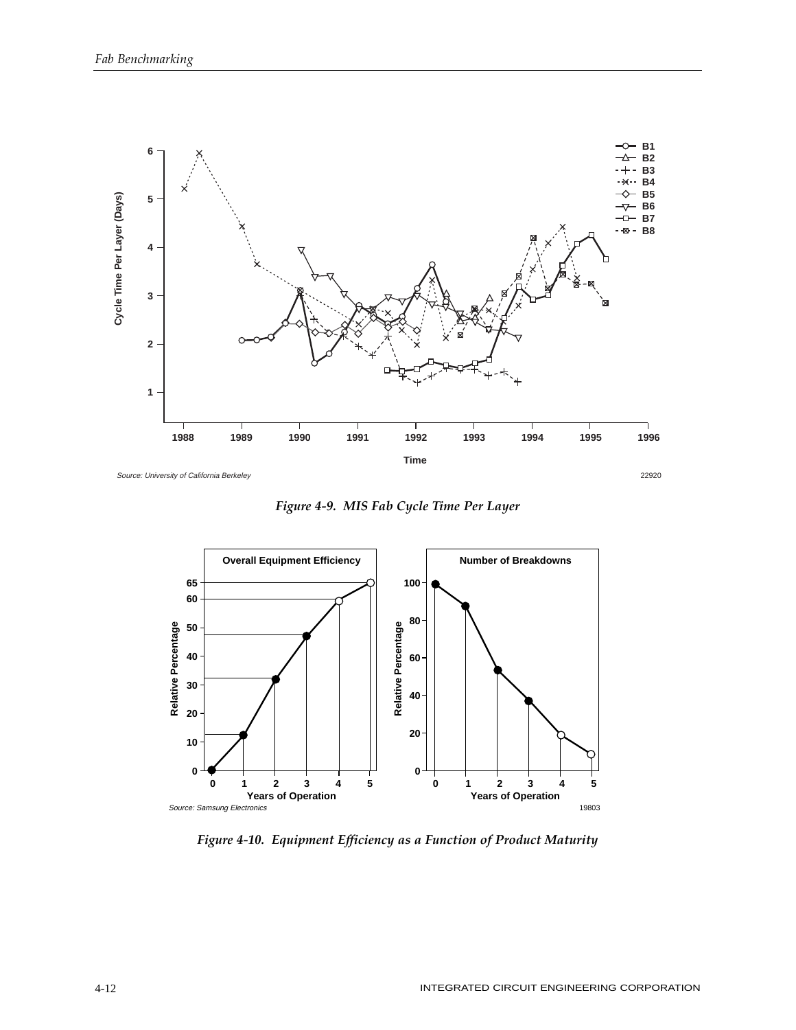Source: University of California Berkeley

*Figure 4-9. MIS Fab Cycle Time Per Layer*

Source: Samsung Electronics

*Figure 4-10. Equipment Efficiency as a Function of Product Maturity*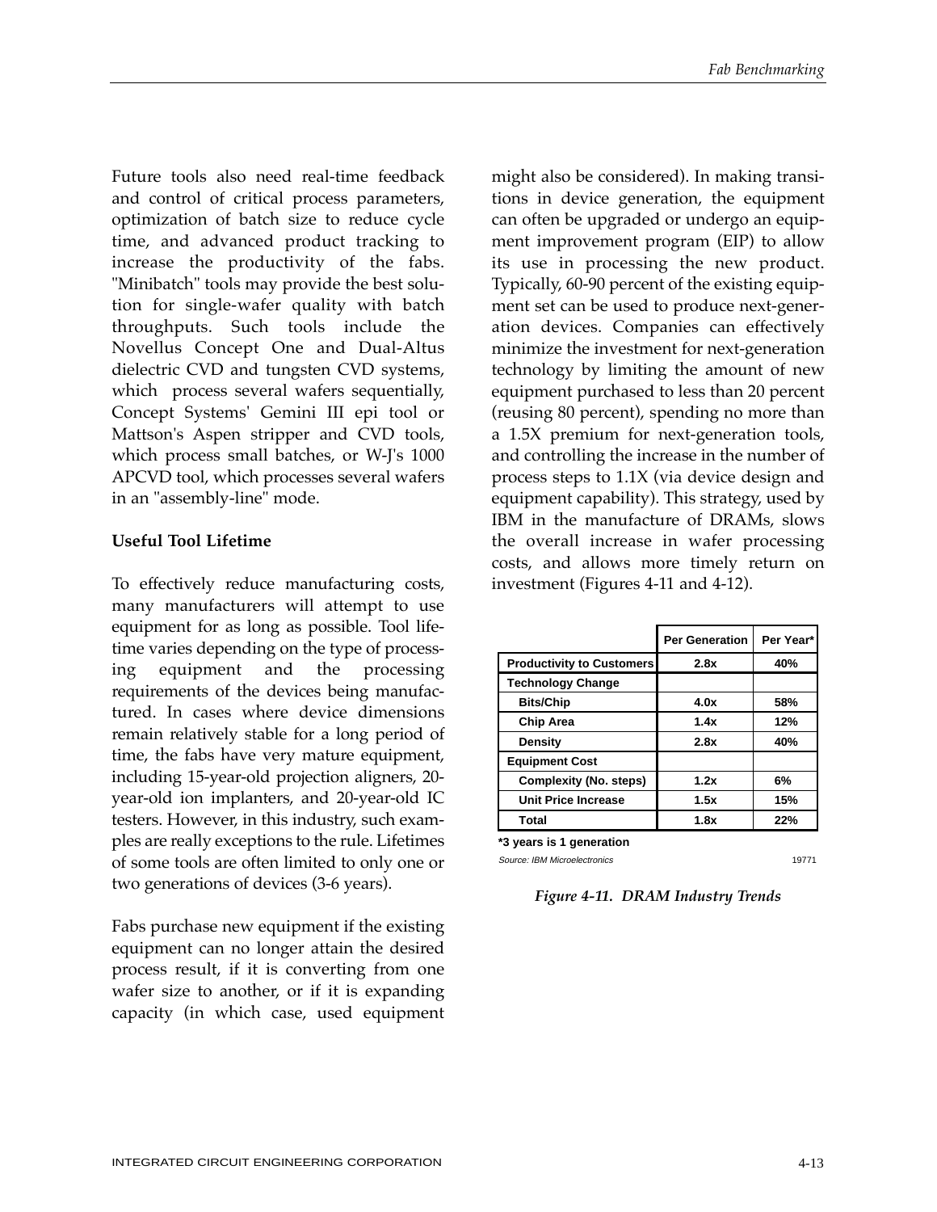Future tools also need real-time feedback and control of critical process parameters, optimization of batch size to reduce cycle time, and advanced product tracking to increase the productivity of the fabs. "Minibatch" tools may provide the best solution for single-wafer quality with batch throughputs. Such tools include the Novellus Concept One and Dual-Altus dielectric CVD and tungsten CVD systems, which process several wafers sequentially, Concept Systems' Gemini III epi tool or Mattson's Aspen stripper and CVD tools, which process small batches, or W-J's 1000 APCVD tool, which processes several wafers in an "assembly-line" mode.

### Useful Tool Lifetime

To effectively reduce manufacturing costs, many manufacturers will attempt to use equipment for as long as possible. Tool lifetime varies depending on the type of processing equipment and the processing requirements of the devices being manufactured. In cases where device dimensions remain relatively stable for a long period of time, the fabs have very mature equipment, including 15-year-old projection aligners, 20-year-old ion implanters, and 20-year-old IC testers. However, in this industry, such examples are really exceptions to the rule. Lifetimes of some tools are often limited to only one or two generations of devices (3-6 years).

Fabs purchase new equipment if the existing equipment can no longer attain the desired process result, if it is converting from one wafer size to another, or if it is expanding capacity (in which case, used equipment might also be considered). In making transitions in device generation, the equipment can often be upgraded or undergo an equipment improvement program (EIP) to allow its use in processing the new product. Typically, 60-90 percent of the existing equipment set can be used to produce next-generation devices. Companies can effectively minimize the investment for next-generation technology by limiting the amount of new equipment purchased to less than 20 percent (reusing 80 percent), spending no more than a 1.5X premium for next-generation tools, and controlling the increase in the number of process steps to 1.1X (via device design and equipment capability). This strategy, used by IBM in the manufacture of DRAMs, slows the overall increase in wafer processing costs, and allows more timely return on investment (Figures 4-11 and 4-12).

| | Per Generation | Per Year* |
|---|---|---|
| **Productivity to Customers** | 2.8x | 40% |
| **Technology Change** | | |
| **Bits/Chip** | 4.0x | 58% |
| **Chip Area** | 1.4x | 12% |
| **Density** | 2.8x | 40% |
| **Equipment Cost** | | |
| **Complexity (No. steps)** | 1.2x | 6% |
| **Unit Price Increase** | 1.5x | 15% |
| **Total** | 1.8x | 22% |

**\*3 years is 1 generation**

*Source: IBM Microelectronics* 19771

*Figure 4-11. DRAM Industry Trends*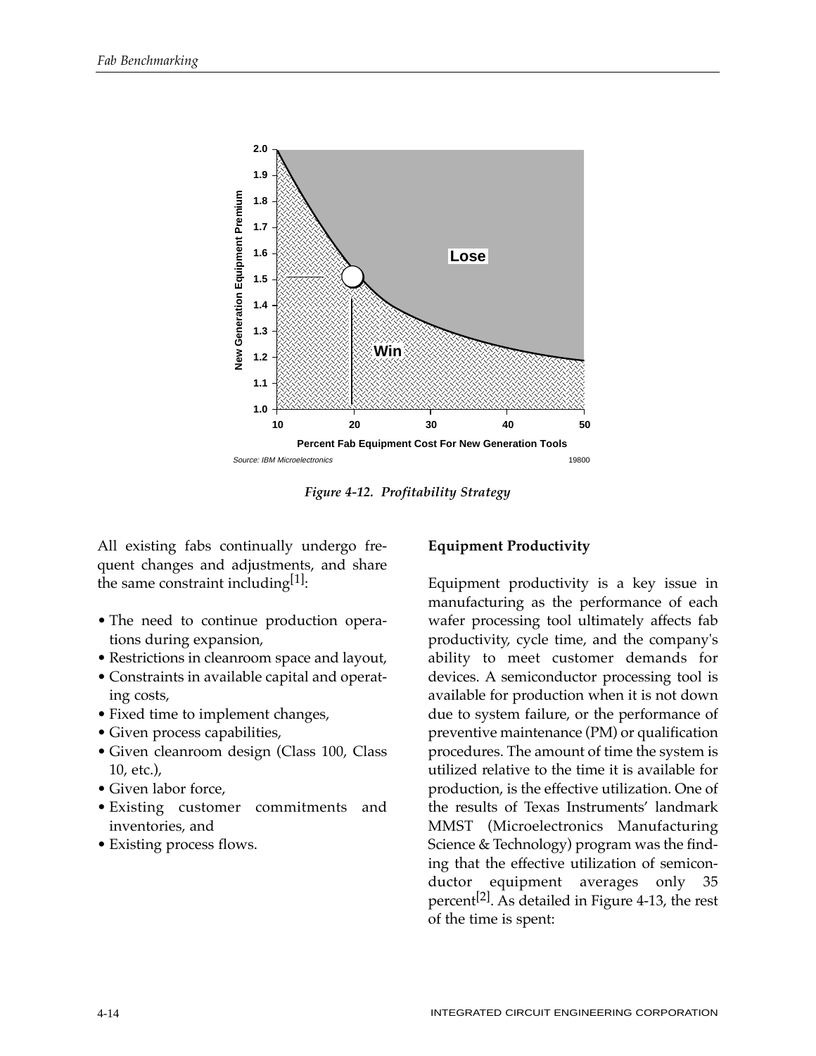Figure 4-12. Profitability Strategy

All existing fabs continually undergo frequent changes and adjustments, and share the same constraint including[1]:

- The need to continue production operations during expansion,
- Restrictions in cleanroom space and layout,
- Constraints in available capital and operating costs,
- Fixed time to implement changes,
- Given process capabilities,
- Given cleanroom design (Class 100, Class 10, etc.),
- Given labor force,
- Existing customer commitments and inventories, and
- Existing process flows.

**Equipment Productivity**

Equipment productivity is a key issue in manufacturing as the performance of each wafer processing tool ultimately affects fab productivity, cycle time, and the company's ability to meet customer demands for devices. A semiconductor processing tool is available for production when it is not down due to system failure, or the performance of preventive maintenance (PM) or qualification procedures. The amount of time the system is utilized relative to the time it is available for production, is the effective utilization. One of the results of Texas Instruments' landmark MMST (Microelectronics Manufacturing Science & Technology) program was the finding that the effective utilization of semiconductor equipment averages only 35 percent[2]. As detailed in Figure 4-13, the rest of the time is spent: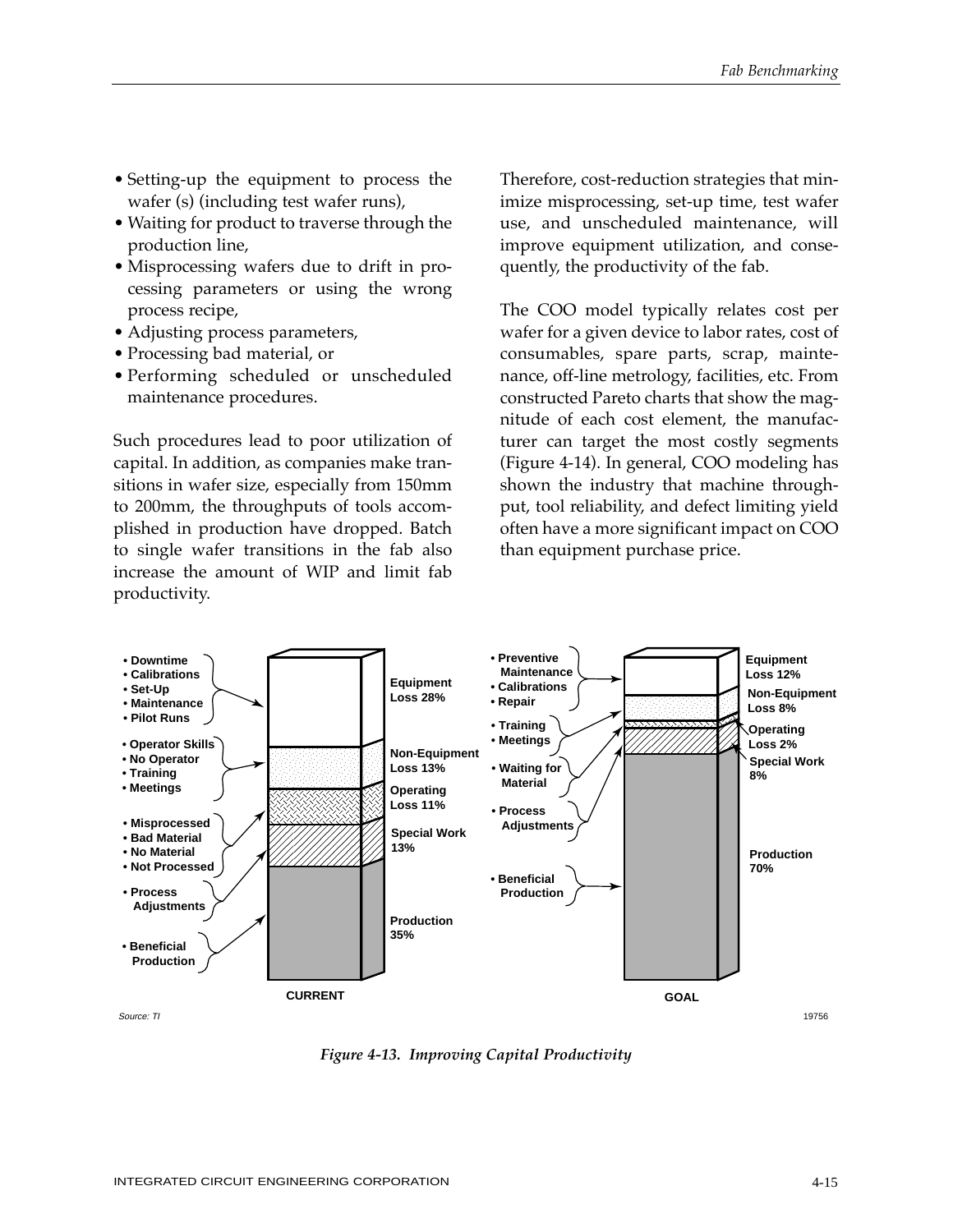- Setting-up the equipment to process the wafer (s) (including test wafer runs),
- Waiting for product to traverse through the production line,
- Misprocessing wafers due to drift in processing parameters or using the wrong process recipe,
- Adjusting process parameters,
- Processing bad material, or
- Performing scheduled or unscheduled maintenance procedures.

Such procedures lead to poor utilization of capital. In addition, as companies make transitions in wafer size, especially from 150mm to 200mm, the throughputs of tools accomplished in production have dropped. Batch to single wafer transitions in the fab also increase the amount of WIP and limit fab productivity.

Therefore, cost-reduction strategies that minimize misprocessing, set-up time, test wafer use, and unscheduled maintenance, will improve equipment utilization, and consequently, the productivity of the fab.

The COO model typically relates cost per wafer for a given device to labor rates, cost of consumables, spare parts, scrap, maintenance, off-line metrology, facilities, etc. From constructed Pareto charts that show the magnitude of each cost element, the manufacturer can target the most costly segments (Figure 4-14). In general, COO modeling has shown the industry that machine throughput, tool reliability, and defect limiting yield often have a more significant impact on COO than equipment purchase price.

**CURRENT**

- Downtime, Calibrations, Set-Up, Maintenance, Pilot Runs → Equipment Loss 28%
- Operator Skills, No Operator, Training, Meetings → Non-Equipment Loss 13%
- Misprocessed, Bad Material, No Material, Not Processed → Operating Loss 11%
- Process Adjustments → Special Work 13%
- Beneficial Production → Production 35%

**GOAL**

- Preventive Maintenance, Calibrations, Repair → Equipment Loss 12%
- Training, Meetings → Non-Equipment Loss 8%
- Waiting for Material → Operating Loss 2%
- Process Adjustments → Special Work 8%
- Beneficial Production → Production 70%

Source: TI

19756

*Figure 4-13. Improving Capital Productivity*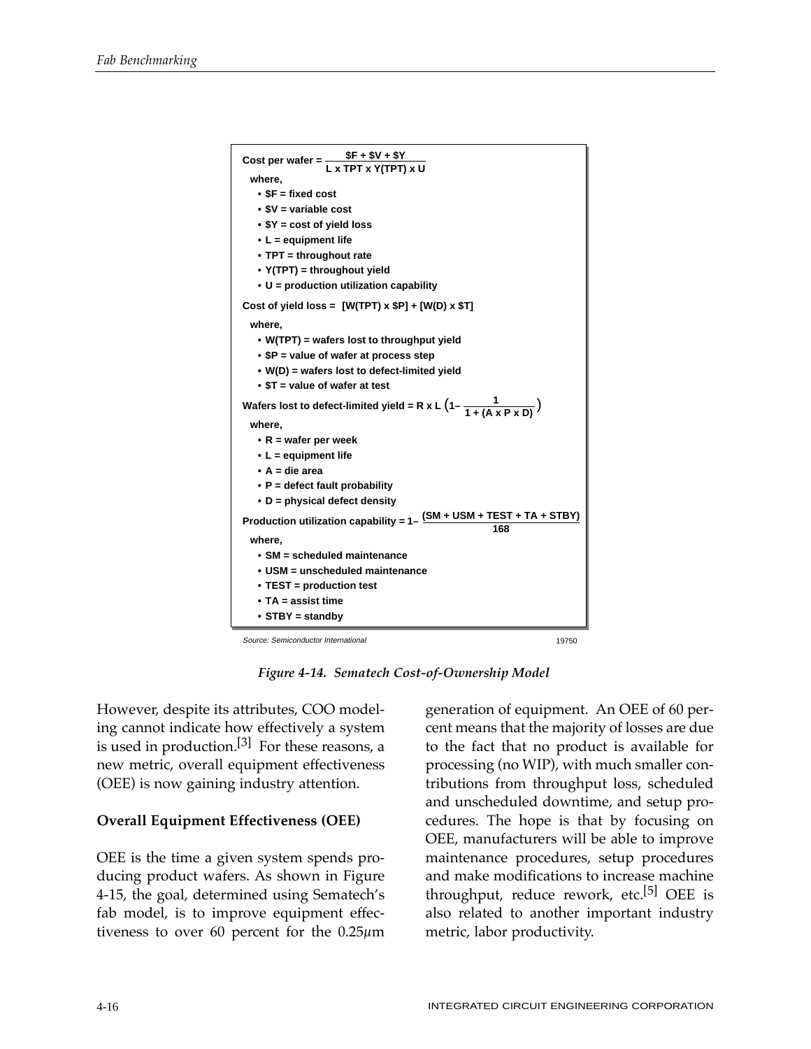$$\text{Cost per wafer} = \frac{\$F + \$V + \$Y}{L \times TPT \times Y(TPT) \times U}$$

where,

- \$F = fixed cost
- \$V = variable cost
- \$Y = cost of yield loss
- L = equipment life
- TPT = throughout rate
- Y(TPT) = throughout yield
- U = production utilization capability

$$\text{Cost of yield loss} = [W(TPT) \times \$P] + [W(D) \times \$T]$$

where,

- W(TPT) = wafers lost to throughput yield
- \$P = value of wafer at process step
- W(D) = wafers lost to defect-limited yield
- \$T = value of wafer at test

$$\text{Wafers lost to defect-limited yield} = R \times L \left(1 - \frac{1}{1 + (A \times P \times D)}\right)$$

where,

- R = wafer per week
- L = equipment life
- A = die area
- P = defect fault probability
- D = physical defect density

$$\text{Production utilization capability} = 1 - \frac{(SM + USM + TEST + TA + STBY)}{168}$$

where,

- SM = scheduled maintenance
- USM = unscheduled maintenance
- TEST = production test
- TA = assist time
- STBY = standby

Source: Semiconductor International

19750

*Figure 4-14. Sematech Cost-of-Ownership Model*

However, despite its attributes, COO modeling cannot indicate how effectively a system is used in production.[3] For these reasons, a new metric, overall equipment effectiveness (OEE) is now gaining industry attention.

**Overall Equipment Effectiveness (OEE)**

OEE is the time a given system spends producing product wafers. As shown in Figure 4-15, the goal, determined using Sematech's fab model, is to improve equipment effectiveness to over 60 percent for the 0.25µm generation of equipment. An OEE of 60 percent means that the majority of losses are due to the fact that no product is available for processing (no WIP), with much smaller contributions from throughput loss, scheduled and unscheduled downtime, and setup procedures. The hope is that by focusing on OEE, manufacturers will be able to improve maintenance procedures, setup procedures and make modifications to increase machine throughput, reduce rework, etc.[5] OEE is also related to another important industry metric, labor productivity.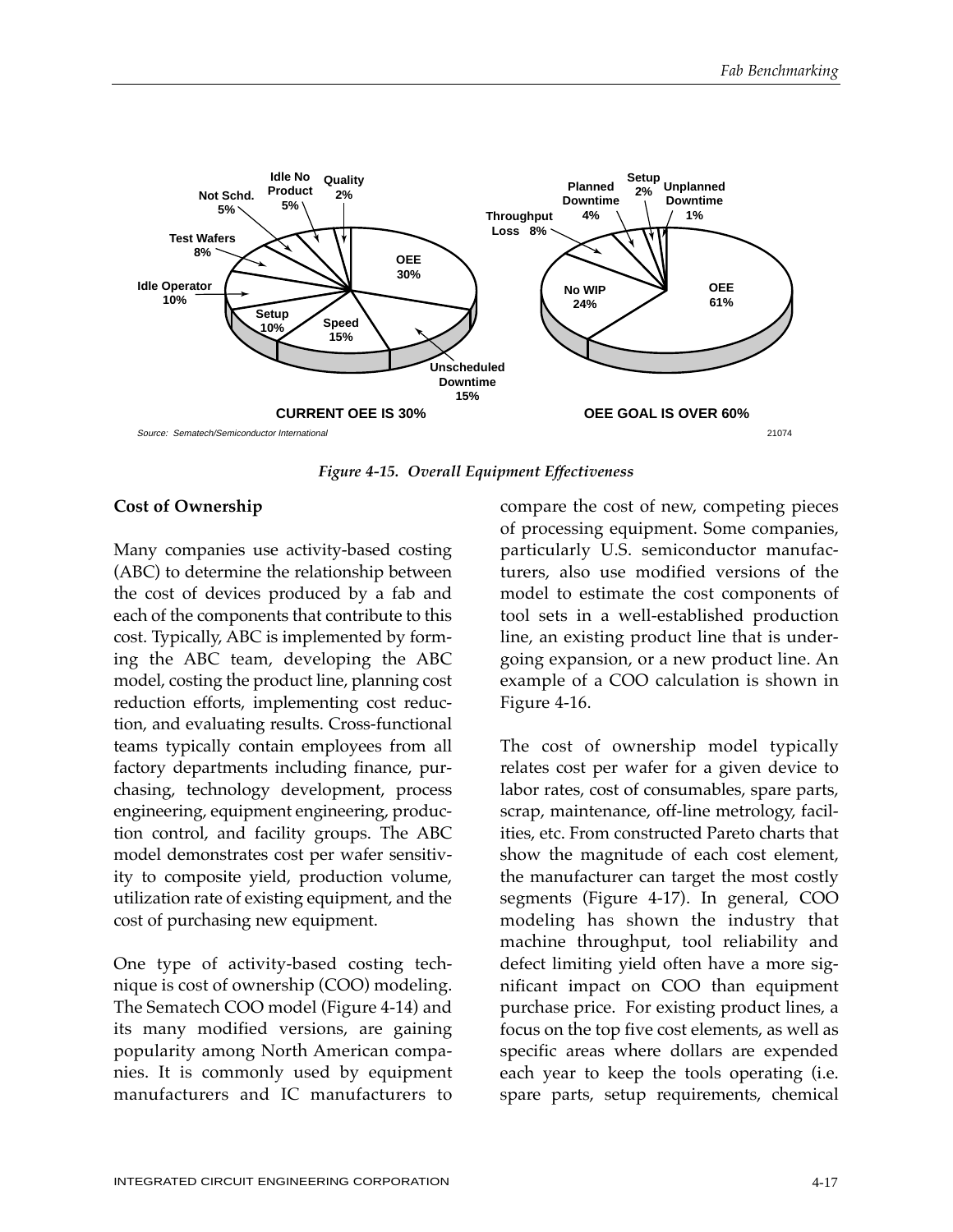*Figure 4-15. Overall Equipment Effectiveness*

**Cost of Ownership**

Many companies use activity-based costing (ABC) to determine the relationship between the cost of devices produced by a fab and each of the components that contribute to this cost. Typically, ABC is implemented by forming the ABC team, developing the ABC model, costing the product line, planning cost reduction efforts, implementing cost reduction, and evaluating results. Cross-functional teams typically contain employees from all factory departments including finance, purchasing, technology development, process engineering, equipment engineering, production control, and facility groups. The ABC model demonstrates cost per wafer sensitivity to composite yield, production volume, utilization rate of existing equipment, and the cost of purchasing new equipment.

One type of activity-based costing technique is cost of ownership (COO) modeling. The Sematech COO model (Figure 4-14) and its many modified versions, are gaining popularity among North American companies. It is commonly used by equipment manufacturers and IC manufacturers to compare the cost of new, competing pieces of processing equipment. Some companies, particularly U.S. semiconductor manufacturers, also use modified versions of the model to estimate the cost components of tool sets in a well-established production line, an existing product line that is undergoing expansion, or a new product line. An example of a COO calculation is shown in Figure 4-16.

The cost of ownership model typically relates cost per wafer for a given device to labor rates, cost of consumables, spare parts, scrap, maintenance, off-line metrology, facilities, etc. From constructed Pareto charts that show the magnitude of each cost element, the manufacturer can target the most costly segments (Figure 4-17). In general, COO modeling has shown the industry that machine throughput, tool reliability and defect limiting yield often have a more significant impact on COO than equipment purchase price. For existing product lines, a focus on the top five cost elements, as well as specific areas where dollars are expended each year to keep the tools operating (i.e. spare parts, setup requirements, chemical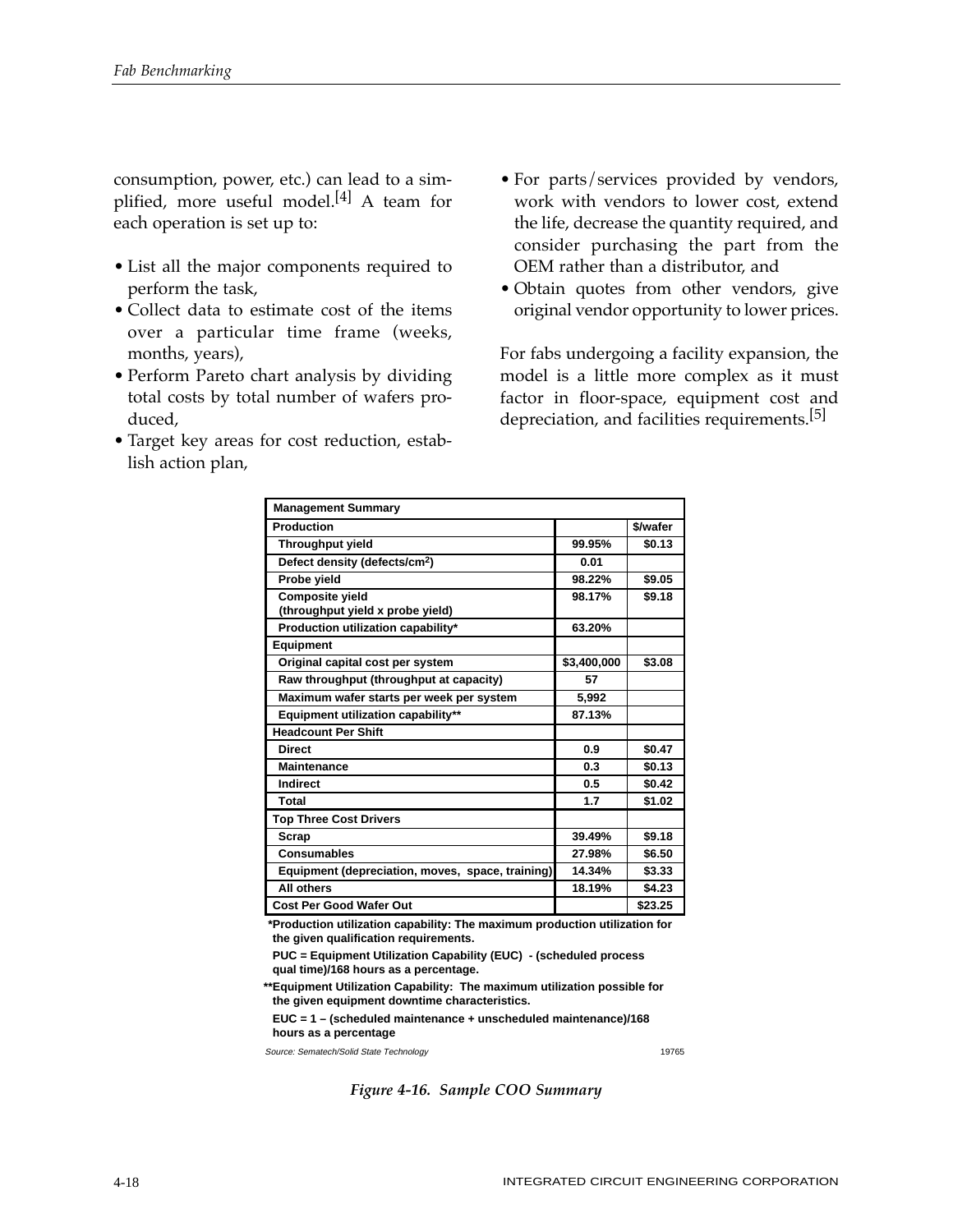consumption, power, etc.) can lead to a simplified, more useful model.[4] A team for each operation is set up to:

- List all the major components required to perform the task,
- Collect data to estimate cost of the items over a particular time frame (weeks, months, years),
- Perform Pareto chart analysis by dividing total costs by total number of wafers produced,
- Target key areas for cost reduction, establish action plan,
- For parts/services provided by vendors, work with vendors to lower cost, extend the life, decrease the quantity required, and consider purchasing the part from the OEM rather than a distributor, and
- Obtain quotes from other vendors, give original vendor opportunity to lower prices.

For fabs undergoing a facility expansion, the model is a little more complex as it must factor in floor-space, equipment cost and depreciation, and facilities requirements.[5]

| Management Summary | | |
|---|---|---|
| **Production** | | **$/wafer** |
| Throughput yield | 99.95% | $0.13 |
| Defect density (defects/cm$^2$) | 0.01 | |
| Probe yield | 98.22% | $9.05 |
| Composite yield (throughput yield x probe yield) | 98.17% | $9.18 |
| Production utilization capability* | 63.20% | |
| **Equipment** | | |
| Original capital cost per system | $3,400,000 | $3.08 |
| Raw throughput (throughput at capacity) | 57 | |
| Maximum wafer starts per week per system | 5,992 | |
| Equipment utilization capability** | 87.13% | |
| **Headcount Per Shift** | | |
| Direct | 0.9 | $0.47 |
| Maintenance | 0.3 | $0.13 |
| Indirect | 0.5 | $0.42 |
| Total | 1.7 | $1.02 |
| **Top Three Cost Drivers** | | |
| Scrap | 39.49% | $9.18 |
| Consumables | 27.98% | $6.50 |
| Equipment (depreciation, moves, space, training) | 14.34% | $3.33 |
| All others | 18.19% | $4.23 |
| **Cost Per Good Wafer Out** | | $23.25 |

*Production utilization capability: The maximum production utilization for the given qualification requirements.

PUC = Equipment Utilization Capability (EUC) - (scheduled process qual time)/168 hours as a percentage.

**Equipment Utilization Capability: The maximum utilization possible for the given equipment downtime characteristics.

EUC = 1 – (scheduled maintenance + unscheduled maintenance)/168 hours as a percentage

*Source: Sematech/Solid State Technology* 19765

*Figure 4-16. Sample COO Summary*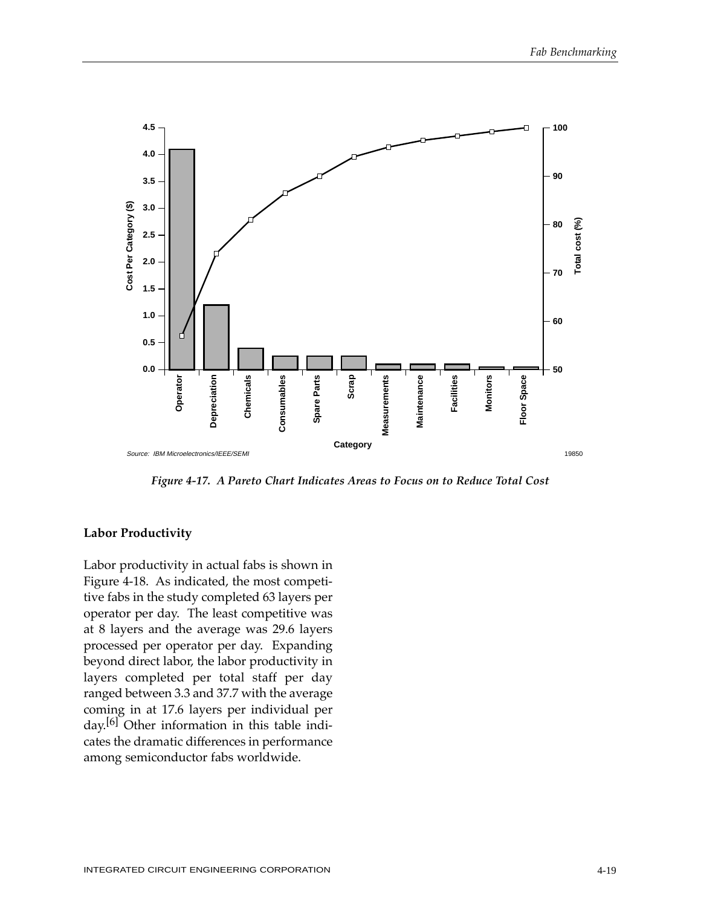Source: IBM Microelectronics/IEEE/SEMI

*Figure 4-17. A Pareto Chart Indicates Areas to Focus on to Reduce Total Cost*

**Labor Productivity**

Labor productivity in actual fabs is shown in Figure 4-18. As indicated, the most competitive fabs in the study completed 63 layers per operator per day. The least competitive was at 8 layers and the average was 29.6 layers processed per operator per day. Expanding beyond direct labor, the labor productivity in layers completed per total staff per day ranged between 3.3 and 37.7 with the average coming in at 17.6 layers per individual per day.[6] Other information in this table indicates the dramatic differences in performance among semiconductor fabs worldwide.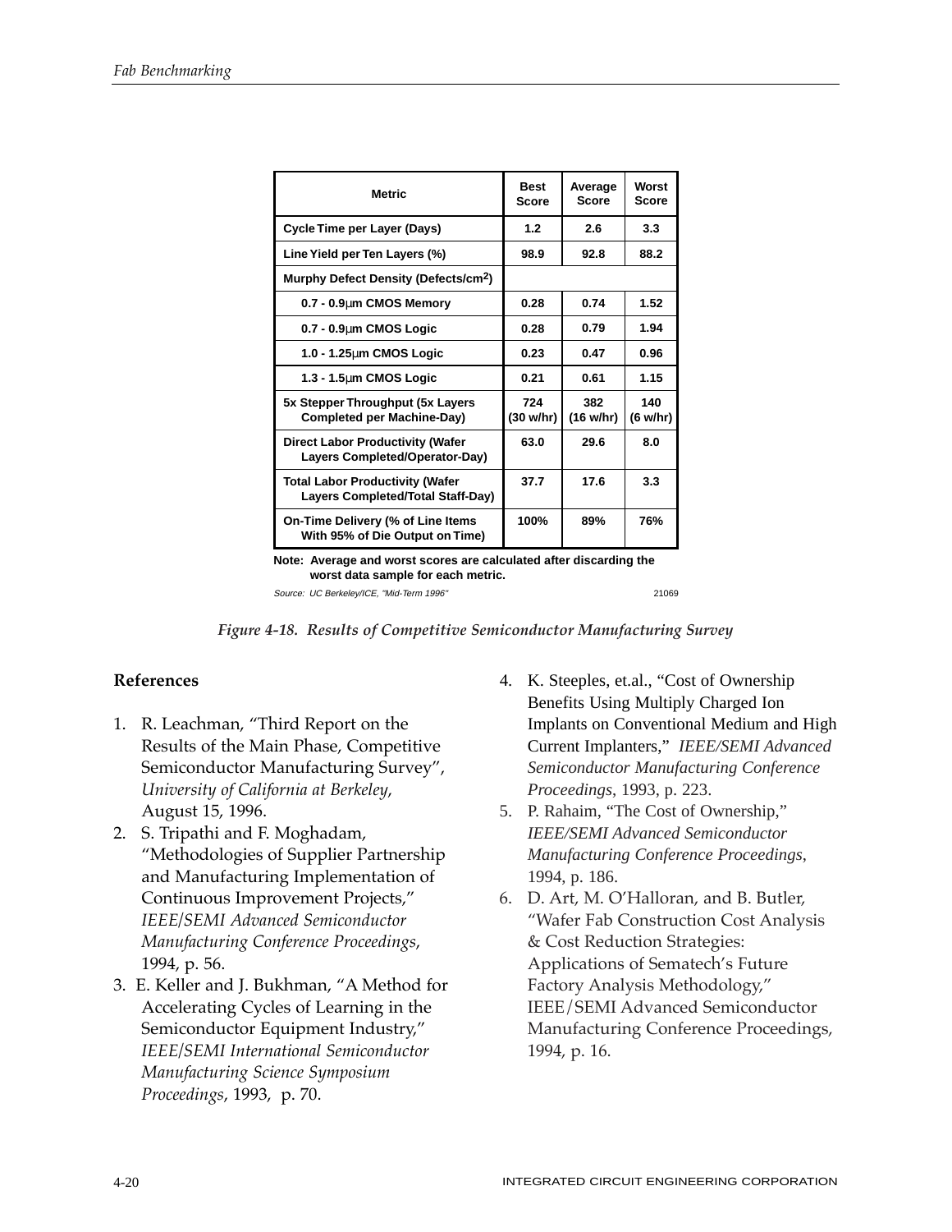| Metric | Best Score | Average Score | Worst Score |
|---|---|---|---|
| **Cycle Time per Layer (Days)** | **1.2** | **2.6** | **3.3** |
| **Line Yield per Ten Layers (%)** | **98.9** | **92.8** | **88.2** |
| **Murphy Defect Density (Defects/cm²)** | | | |
| **0.7 - 0.9µm CMOS Memory** | **0.28** | **0.74** | **1.52** |
| **0.7 - 0.9µm CMOS Logic** | **0.28** | **0.79** | **1.94** |
| **1.0 - 1.25µm CMOS Logic** | **0.23** | **0.47** | **0.96** |
| **1.3 - 1.5µm CMOS Logic** | **0.21** | **0.61** | **1.15** |
| **5x Stepper Throughput (5x Layers Completed per Machine-Day)** | **724 (30 w/hr)** | **382 (16 w/hr)** | **140 (6 w/hr)** |
| **Direct Labor Productivity (Wafer Layers Completed/Operator-Day)** | **63.0** | **29.6** | **8.0** |
| **Total Labor Productivity (Wafer Layers Completed/Total Staff-Day)** | **37.7** | **17.6** | **3.3** |
| **On-Time Delivery (% of Line Items With 95% of Die Output on Time)** | **100%** | **89%** | **76%** |

**Note: Average and worst scores are calculated after discarding the worst data sample for each metric.**

*Source: UC Berkeley/ICE, "Mid-Term 1996"*

21069

*Figure 4-18. Results of Competitive Semiconductor Manufacturing Survey*

## References

1. R. Leachman, "Third Report on the Results of the Main Phase, Competitive Semiconductor Manufacturing Survey", *University of California at Berkeley*, August 15, 1996.
2. S. Tripathi and F. Moghadam, "Methodologies of Supplier Partnership and Manufacturing Implementation of Continuous Improvement Projects," *IEEE/SEMI Advanced Semiconductor Manufacturing Conference Proceedings*, 1994, p. 56.
3. E. Keller and J. Bukhman, "A Method for Accelerating Cycles of Learning in the Semiconductor Equipment Industry," *IEEE/SEMI International Semiconductor Manufacturing Science Symposium Proceedings*, 1993, p. 70.
4. K. Steeples, et.al., "Cost of Ownership Benefits Using Multiply Charged Ion Implants on Conventional Medium and High Current Implanters," *IEEE/SEMI Advanced Semiconductor Manufacturing Conference Proceedings*, 1993, p. 223.
5. P. Rahaim, "The Cost of Ownership," *IEEE/SEMI Advanced Semiconductor Manufacturing Conference Proceedings*, 1994, p. 186.
6. D. Art, M. O'Halloran, and B. Butler, "Wafer Fab Construction Cost Analysis & Cost Reduction Strategies: Applications of Sematech's Future Factory Analysis Methodology," IEEE/SEMI Advanced Semiconductor Manufacturing Conference Proceedings, 1994, p. 16.